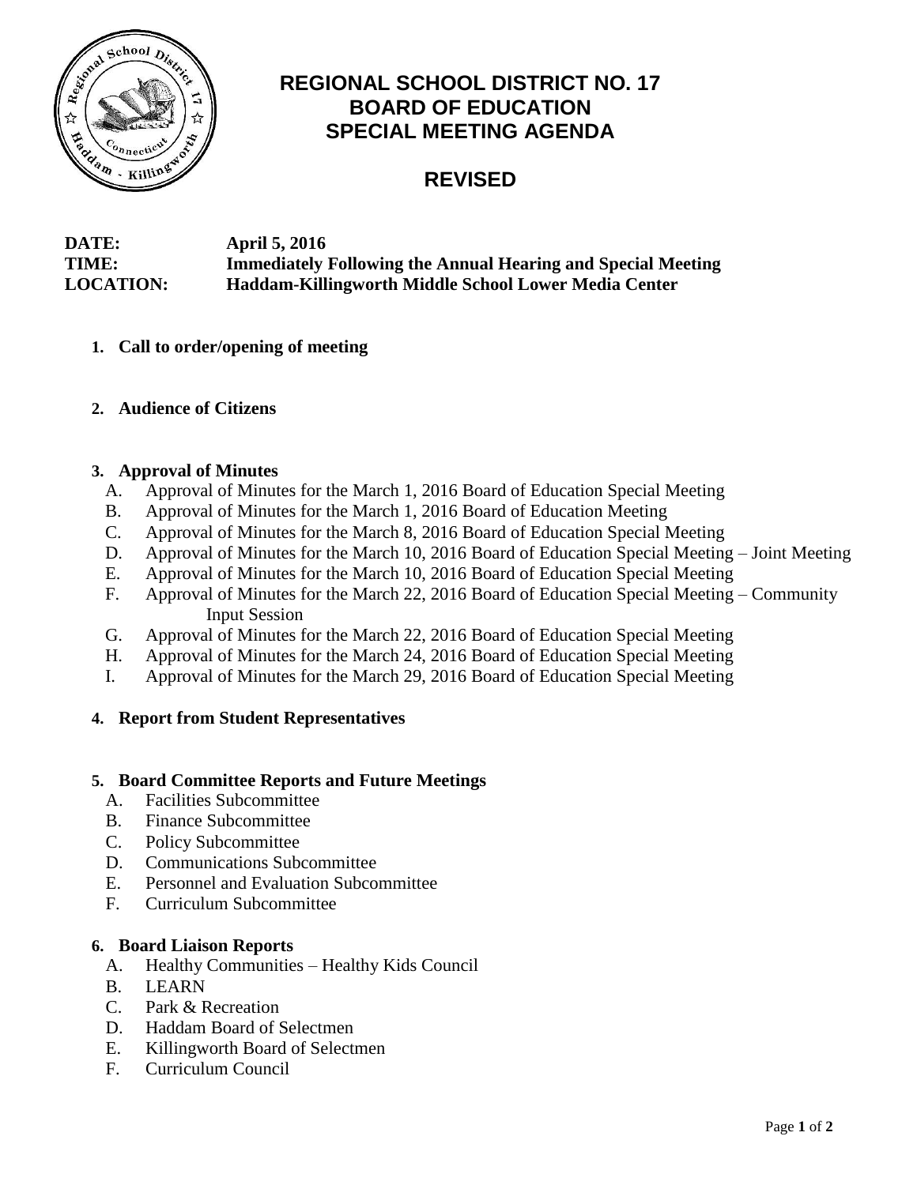# REGIONAL SCHOOL DISTRICT NO. 17
# BOARD OF EDUCATION
# SPECIAL MEETING AGENDA

## REVISED

**DATE:** **April 5, 2016**
**TIME:** **Immediately Following the Annual Hearing and Special Meeting**
**LOCATION:** **Haddam-Killingworth Middle School Lower Media Center**

1. **Call to order/opening of meeting**

2. **Audience of Citizens**

3. **Approval of Minutes**
   - A. Approval of Minutes for the March 1, 2016 Board of Education Special Meeting
   - B. Approval of Minutes for the March 1, 2016 Board of Education Meeting
   - C. Approval of Minutes for the March 8, 2016 Board of Education Special Meeting
   - D. Approval of Minutes for the March 10, 2016 Board of Education Special Meeting – Joint Meeting
   - E. Approval of Minutes for the March 10, 2016 Board of Education Special Meeting
   - F. Approval of Minutes for the March 22, 2016 Board of Education Special Meeting – Community Input Session
   - G. Approval of Minutes for the March 22, 2016 Board of Education Special Meeting
   - H. Approval of Minutes for the March 24, 2016 Board of Education Special Meeting
   - I. Approval of Minutes for the March 29, 2016 Board of Education Special Meeting

4. **Report from Student Representatives**

5. **Board Committee Reports and Future Meetings**
   - A. Facilities Subcommittee
   - B. Finance Subcommittee
   - C. Policy Subcommittee
   - D. Communications Subcommittee
   - E. Personnel and Evaluation Subcommittee
   - F. Curriculum Subcommittee

6. **Board Liaison Reports**
   - A. Healthy Communities – Healthy Kids Council
   - B. LEARN
   - C. Park & Recreation
   - D. Haddam Board of Selectmen
   - E. Killingworth Board of Selectmen
   - F. Curriculum Council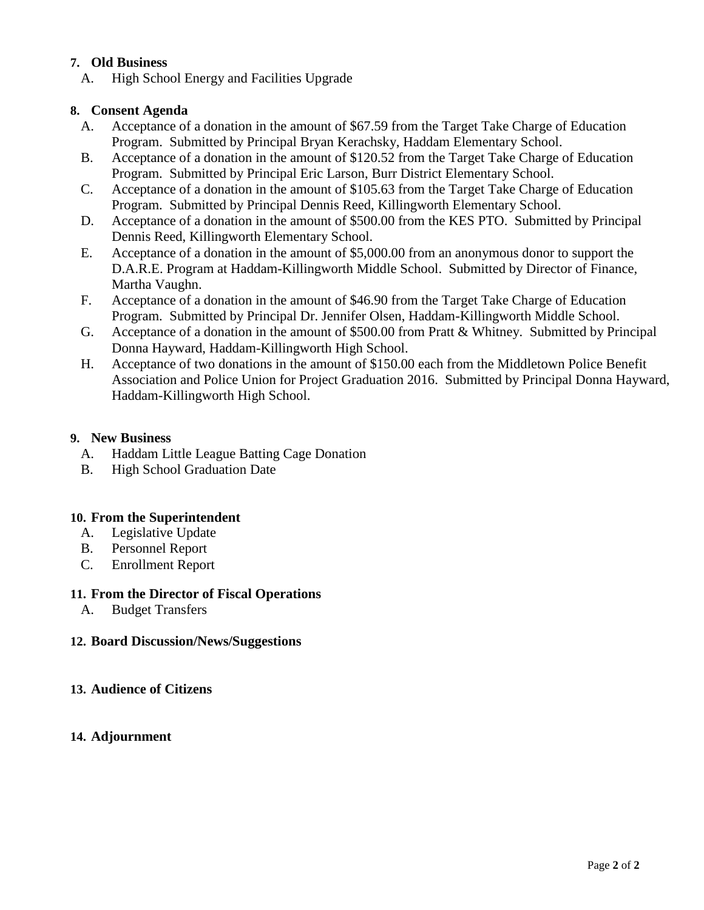**7. Old Business**

A. High School Energy and Facilities Upgrade

**8. Consent Agenda**

A. Acceptance of a donation in the amount of $67.59 from the Target Take Charge of Education Program. Submitted by Principal Bryan Kerachsky, Haddam Elementary School.
B. Acceptance of a donation in the amount of $120.52 from the Target Take Charge of Education Program. Submitted by Principal Eric Larson, Burr District Elementary School.
C. Acceptance of a donation in the amount of $105.63 from the Target Take Charge of Education Program. Submitted by Principal Dennis Reed, Killingworth Elementary School.
D. Acceptance of a donation in the amount of $500.00 from the KES PTO. Submitted by Principal Dennis Reed, Killingworth Elementary School.
E. Acceptance of a donation in the amount of $5,000.00 from an anonymous donor to support the D.A.R.E. Program at Haddam-Killingworth Middle School. Submitted by Director of Finance, Martha Vaughn.
F. Acceptance of a donation in the amount of $46.90 from the Target Take Charge of Education Program. Submitted by Principal Dr. Jennifer Olsen, Haddam-Killingworth Middle School.
G. Acceptance of a donation in the amount of $500.00 from Pratt & Whitney. Submitted by Principal Donna Hayward, Haddam-Killingworth High School.
H. Acceptance of two donations in the amount of $150.00 each from the Middletown Police Benefit Association and Police Union for Project Graduation 2016. Submitted by Principal Donna Hayward, Haddam-Killingworth High School.

**9. New Business**

A. Haddam Little League Batting Cage Donation
B. High School Graduation Date

**10. From the Superintendent**

A. Legislative Update
B. Personnel Report
C. Enrollment Report

**11. From the Director of Fiscal Operations**

A. Budget Transfers

**12. Board Discussion/News/Suggestions**

**13. Audience of Citizens**

**14. Adjournment**